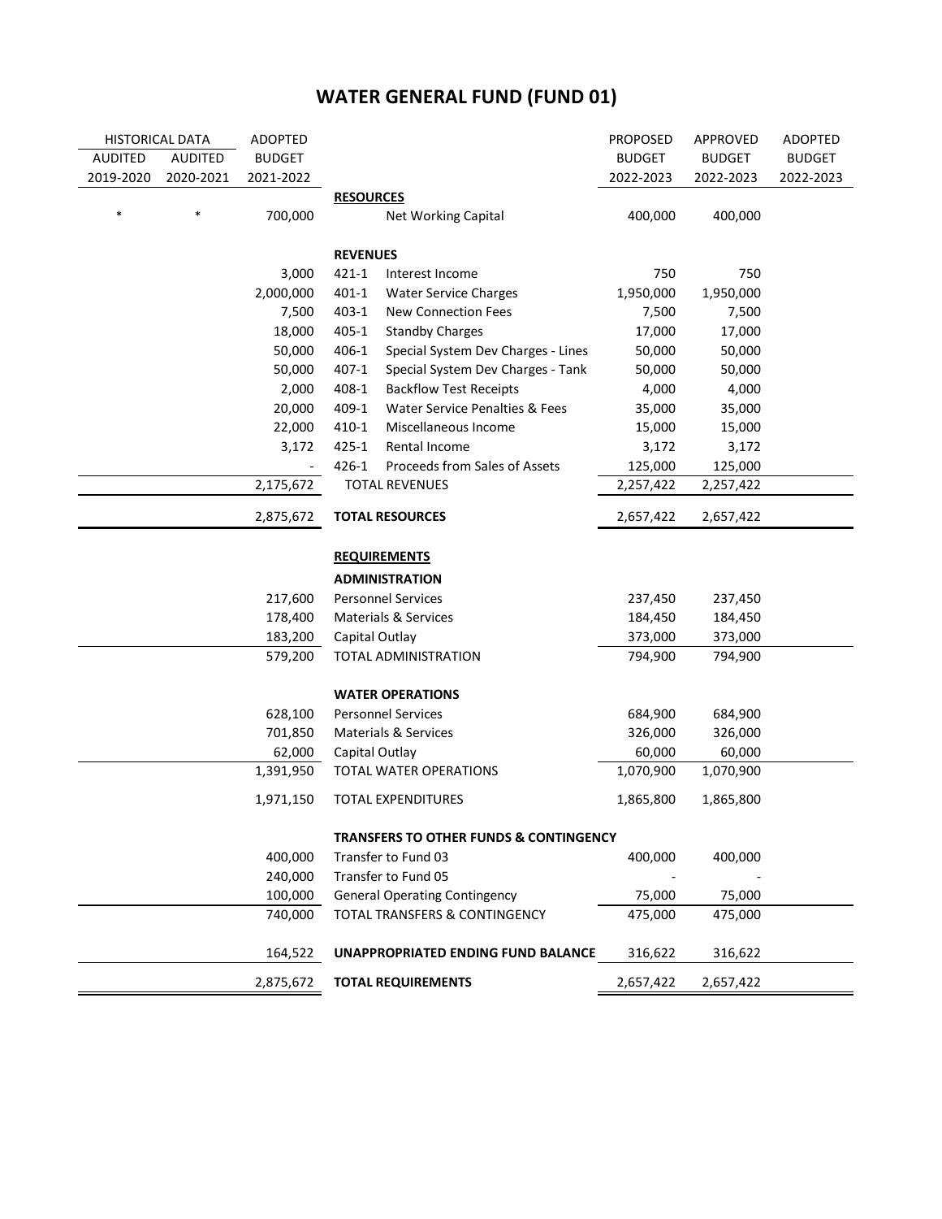# WATER GENERAL FUND (FUND 01)

| HISTORICAL DATA | | ADOPTED | | | PROPOSED | APPROVED | ADOPTED |
|---|---|---|---|---|---|---|---|
| AUDITED | AUDITED | BUDGET | | | BUDGET | BUDGET | BUDGET |
| 2019-2020 | 2020-2021 | 2021-2022 | | | 2022-2023 | 2022-2023 | 2022-2023 |
| | | | **RESOURCES** | | | | |
| * | * | 700,000 | | Net Working Capital | 400,000 | 400,000 | |
| | | | **REVENUES** | | | | |
| | | 3,000 | 421-1 | Interest Income | 750 | 750 | |
| | | 2,000,000 | 401-1 | Water Service Charges | 1,950,000 | 1,950,000 | |
| | | 7,500 | 403-1 | New Connection Fees | 7,500 | 7,500 | |
| | | 18,000 | 405-1 | Standby Charges | 17,000 | 17,000 | |
| | | 50,000 | 406-1 | Special System Dev Charges - Lines | 50,000 | 50,000 | |
| | | 50,000 | 407-1 | Special System Dev Charges - Tank | 50,000 | 50,000 | |
| | | 2,000 | 408-1 | Backflow Test Receipts | 4,000 | 4,000 | |
| | | 20,000 | 409-1 | Water Service Penalties & Fees | 35,000 | 35,000 | |
| | | 22,000 | 410-1 | Miscellaneous Income | 15,000 | 15,000 | |
| | | 3,172 | 425-1 | Rental Income | 3,172 | 3,172 | |
| | | - | 426-1 | Proceeds from Sales of Assets | 125,000 | 125,000 | |
| | | 2,175,672 | | TOTAL REVENUES | 2,257,422 | 2,257,422 | |
| | | 2,875,672 | **TOTAL RESOURCES** | | 2,657,422 | 2,657,422 | |
| | | | **REQUIREMENTS** | | | | |
| | | | **ADMINISTRATION** | | | | |
| | | 217,600 | Personnel Services | | 237,450 | 237,450 | |
| | | 178,400 | Materials & Services | | 184,450 | 184,450 | |
| | | 183,200 | Capital Outlay | | 373,000 | 373,000 | |
| | | 579,200 | TOTAL ADMINISTRATION | | 794,900 | 794,900 | |
| | | | **WATER OPERATIONS** | | | | |
| | | 628,100 | Personnel Services | | 684,900 | 684,900 | |
| | | 701,850 | Materials & Services | | 326,000 | 326,000 | |
| | | 62,000 | Capital Outlay | | 60,000 | 60,000 | |
| | | 1,391,950 | TOTAL WATER OPERATIONS | | 1,070,900 | 1,070,900 | |
| | | 1,971,150 | TOTAL EXPENDITURES | | 1,865,800 | 1,865,800 | |
| | | | **TRANSFERS TO OTHER FUNDS & CONTINGENCY** | | | | |
| | | 400,000 | Transfer to Fund 03 | | 400,000 | 400,000 | |
| | | 240,000 | Transfer to Fund 05 | | - | - | |
| | | 100,000 | General Operating Contingency | | 75,000 | 75,000 | |
| | | 740,000 | TOTAL TRANSFERS & CONTINGENCY | | 475,000 | 475,000 | |
| | | 164,522 | **UNAPPROPRIATED ENDING FUND BALANCE** | | 316,622 | 316,622 | |
| | | 2,875,672 | **TOTAL REQUIREMENTS** | | 2,657,422 | 2,657,422 | |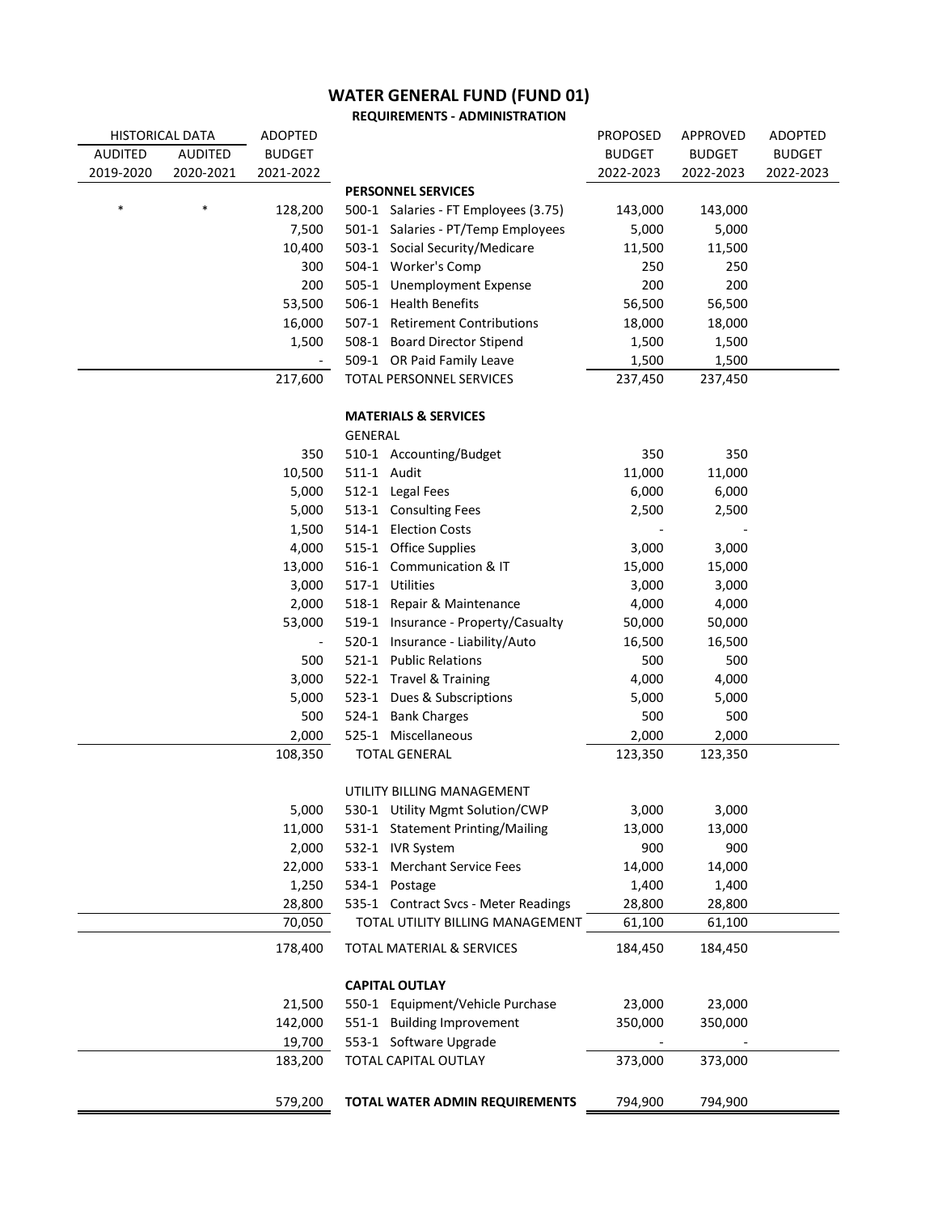# WATER GENERAL FUND (FUND 01)

## REQUIREMENTS - ADMINISTRATION

| HISTORICAL DATA | | ADOPTED | | PROPOSED | APPROVED | ADOPTED |
|---|---|---|---|---|---|---|
| AUDITED | AUDITED | BUDGET | | BUDGET | BUDGET | BUDGET |
| 2019-2020 | 2020-2021 | 2021-2022 | | 2022-2023 | 2022-2023 | 2022-2023 |
| | | | **PERSONNEL SERVICES** | | | |
| * | * | 128,200 | 500-1 Salaries - FT Employees (3.75) | 143,000 | 143,000 | |
| | | 7,500 | 501-1 Salaries - PT/Temp Employees | 5,000 | 5,000 | |
| | | 10,400 | 503-1 Social Security/Medicare | 11,500 | 11,500 | |
| | | 300 | 504-1 Worker's Comp | 250 | 250 | |
| | | 200 | 505-1 Unemployment Expense | 200 | 200 | |
| | | 53,500 | 506-1 Health Benefits | 56,500 | 56,500 | |
| | | 16,000 | 507-1 Retirement Contributions | 18,000 | 18,000 | |
| | | 1,500 | 508-1 Board Director Stipend | 1,500 | 1,500 | |
| | | - | 509-1 OR Paid Family Leave | 1,500 | 1,500 | |
| | | 217,600 | TOTAL PERSONNEL SERVICES | 237,450 | 237,450 | |
| | | | **MATERIALS & SERVICES** | | | |
| | | | GENERAL | | | |
| | | 350 | 510-1 Accounting/Budget | 350 | 350 | |
| | | 10,500 | 511-1 Audit | 11,000 | 11,000 | |
| | | 5,000 | 512-1 Legal Fees | 6,000 | 6,000 | |
| | | 5,000 | 513-1 Consulting Fees | 2,500 | 2,500 | |
| | | 1,500 | 514-1 Election Costs | - | - | |
| | | 4,000 | 515-1 Office Supplies | 3,000 | 3,000 | |
| | | 13,000 | 516-1 Communication & IT | 15,000 | 15,000 | |
| | | 3,000 | 517-1 Utilities | 3,000 | 3,000 | |
| | | 2,000 | 518-1 Repair & Maintenance | 4,000 | 4,000 | |
| | | 53,000 | 519-1 Insurance - Property/Casualty | 50,000 | 50,000 | |
| | | - | 520-1 Insurance - Liability/Auto | 16,500 | 16,500 | |
| | | 500 | 521-1 Public Relations | 500 | 500 | |
| | | 3,000 | 522-1 Travel & Training | 4,000 | 4,000 | |
| | | 5,000 | 523-1 Dues & Subscriptions | 5,000 | 5,000 | |
| | | 500 | 524-1 Bank Charges | 500 | 500 | |
| | | 2,000 | 525-1 Miscellaneous | 2,000 | 2,000 | |
| | | 108,350 | TOTAL GENERAL | 123,350 | 123,350 | |
| | | | UTILITY BILLING MANAGEMENT | | | |
| | | 5,000 | 530-1 Utility Mgmt Solution/CWP | 3,000 | 3,000 | |
| | | 11,000 | 531-1 Statement Printing/Mailing | 13,000 | 13,000 | |
| | | 2,000 | 532-1 IVR System | 900 | 900 | |
| | | 22,000 | 533-1 Merchant Service Fees | 14,000 | 14,000 | |
| | | 1,250 | 534-1 Postage | 1,400 | 1,400 | |
| | | 28,800 | 535-1 Contract Svcs - Meter Readings | 28,800 | 28,800 | |
| | | 70,050 | TOTAL UTILITY BILLING MANAGEMENT | 61,100 | 61,100 | |
| | | 178,400 | TOTAL MATERIAL & SERVICES | 184,450 | 184,450 | |
| | | | **CAPITAL OUTLAY** | | | |
| | | 21,500 | 550-1 Equipment/Vehicle Purchase | 23,000 | 23,000 | |
| | | 142,000 | 551-1 Building Improvement | 350,000 | 350,000 | |
| | | 19,700 | 553-1 Software Upgrade | - | - | |
| | | 183,200 | TOTAL CAPITAL OUTLAY | 373,000 | 373,000 | |
| | | 579,200 | **TOTAL WATER ADMIN REQUIREMENTS** | 794,900 | 794,900 | |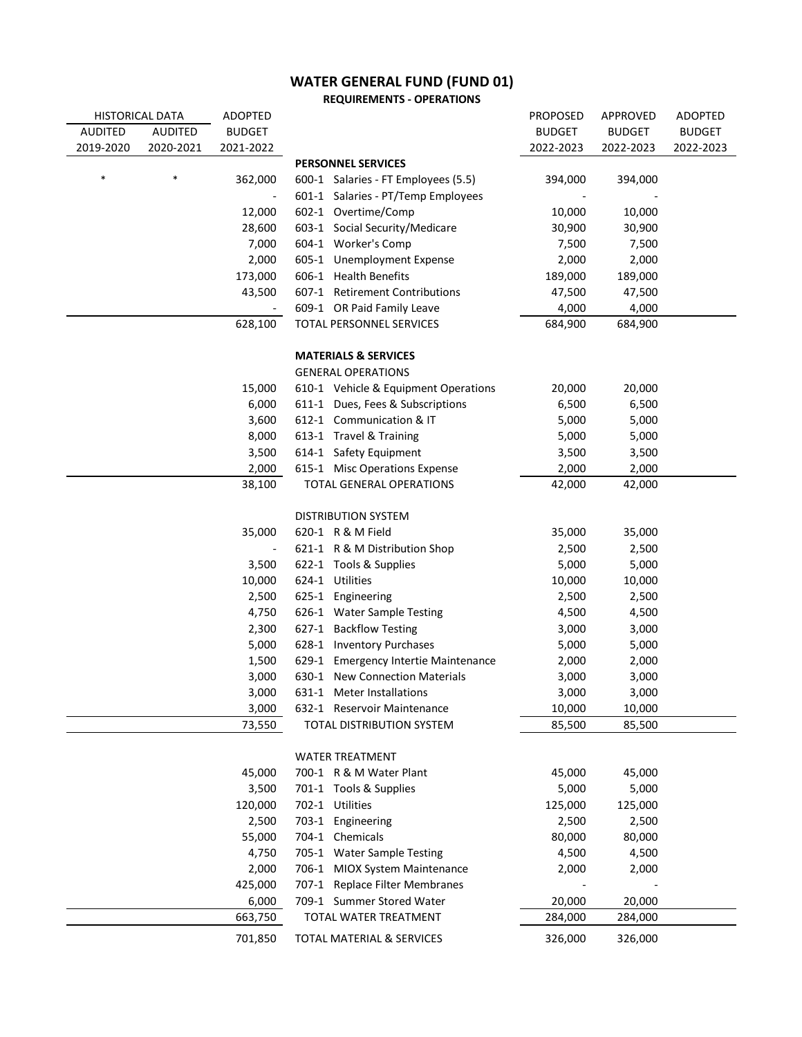# WATER GENERAL FUND (FUND 01)

## REQUIREMENTS - OPERATIONS

| HISTORICAL DATA | | ADOPTED | | PROPOSED | APPROVED | ADOPTED |
|---|---|---|---|---|---|---|
| AUDITED | AUDITED | BUDGET | | BUDGET | BUDGET | BUDGET |
| 2019-2020 | 2020-2021 | 2021-2022 | | 2022-2023 | 2022-2023 | 2022-2023 |
| | | | **PERSONNEL SERVICES** | | | |
| * | * | 362,000 | 600-1 Salaries - FT Employees (5.5) | 394,000 | 394,000 | |
| | | - | 601-1 Salaries - PT/Temp Employees | - | - | |
| | | 12,000 | 602-1 Overtime/Comp | 10,000 | 10,000 | |
| | | 28,600 | 603-1 Social Security/Medicare | 30,900 | 30,900 | |
| | | 7,000 | 604-1 Worker's Comp | 7,500 | 7,500 | |
| | | 2,000 | 605-1 Unemployment Expense | 2,000 | 2,000 | |
| | | 173,000 | 606-1 Health Benefits | 189,000 | 189,000 | |
| | | 43,500 | 607-1 Retirement Contributions | 47,500 | 47,500 | |
| | | - | 609-1 OR Paid Family Leave | 4,000 | 4,000 | |
| | | 628,100 | TOTAL PERSONNEL SERVICES | 684,900 | 684,900 | |
| | | | **MATERIALS & SERVICES** | | | |
| | | | GENERAL OPERATIONS | | | |
| | | 15,000 | 610-1 Vehicle & Equipment Operations | 20,000 | 20,000 | |
| | | 6,000 | 611-1 Dues, Fees & Subscriptions | 6,500 | 6,500 | |
| | | 3,600 | 612-1 Communication & IT | 5,000 | 5,000 | |
| | | 8,000 | 613-1 Travel & Training | 5,000 | 5,000 | |
| | | 3,500 | 614-1 Safety Equipment | 3,500 | 3,500 | |
| | | 2,000 | 615-1 Misc Operations Expense | 2,000 | 2,000 | |
| | | 38,100 | TOTAL GENERAL OPERATIONS | 42,000 | 42,000 | |
| | | | DISTRIBUTION SYSTEM | | | |
| | | 35,000 | 620-1 R & M Field | 35,000 | 35,000 | |
| | | - | 621-1 R & M Distribution Shop | 2,500 | 2,500 | |
| | | 3,500 | 622-1 Tools & Supplies | 5,000 | 5,000 | |
| | | 10,000 | 624-1 Utilities | 10,000 | 10,000 | |
| | | 2,500 | 625-1 Engineering | 2,500 | 2,500 | |
| | | 4,750 | 626-1 Water Sample Testing | 4,500 | 4,500 | |
| | | 2,300 | 627-1 Backflow Testing | 3,000 | 3,000 | |
| | | 5,000 | 628-1 Inventory Purchases | 5,000 | 5,000 | |
| | | 1,500 | 629-1 Emergency Intertie Maintenance | 2,000 | 2,000 | |
| | | 3,000 | 630-1 New Connection Materials | 3,000 | 3,000 | |
| | | 3,000 | 631-1 Meter Installations | 3,000 | 3,000 | |
| | | 3,000 | 632-1 Reservoir Maintenance | 10,000 | 10,000 | |
| | | 73,550 | TOTAL DISTRIBUTION SYSTEM | 85,500 | 85,500 | |
| | | | WATER TREATMENT | | | |
| | | 45,000 | 700-1 R & M Water Plant | 45,000 | 45,000 | |
| | | 3,500 | 701-1 Tools & Supplies | 5,000 | 5,000 | |
| | | 120,000 | 702-1 Utilities | 125,000 | 125,000 | |
| | | 2,500 | 703-1 Engineering | 2,500 | 2,500 | |
| | | 55,000 | 704-1 Chemicals | 80,000 | 80,000 | |
| | | 4,750 | 705-1 Water Sample Testing | 4,500 | 4,500 | |
| | | 2,000 | 706-1 MIOX System Maintenance | 2,000 | 2,000 | |
| | | 425,000 | 707-1 Replace Filter Membranes | - | - | |
| | | 6,000 | 709-1 Summer Stored Water | 20,000 | 20,000 | |
| | | 663,750 | TOTAL WATER TREATMENT | 284,000 | 284,000 | |
| | | 701,850 | TOTAL MATERIAL & SERVICES | 326,000 | 326,000 | |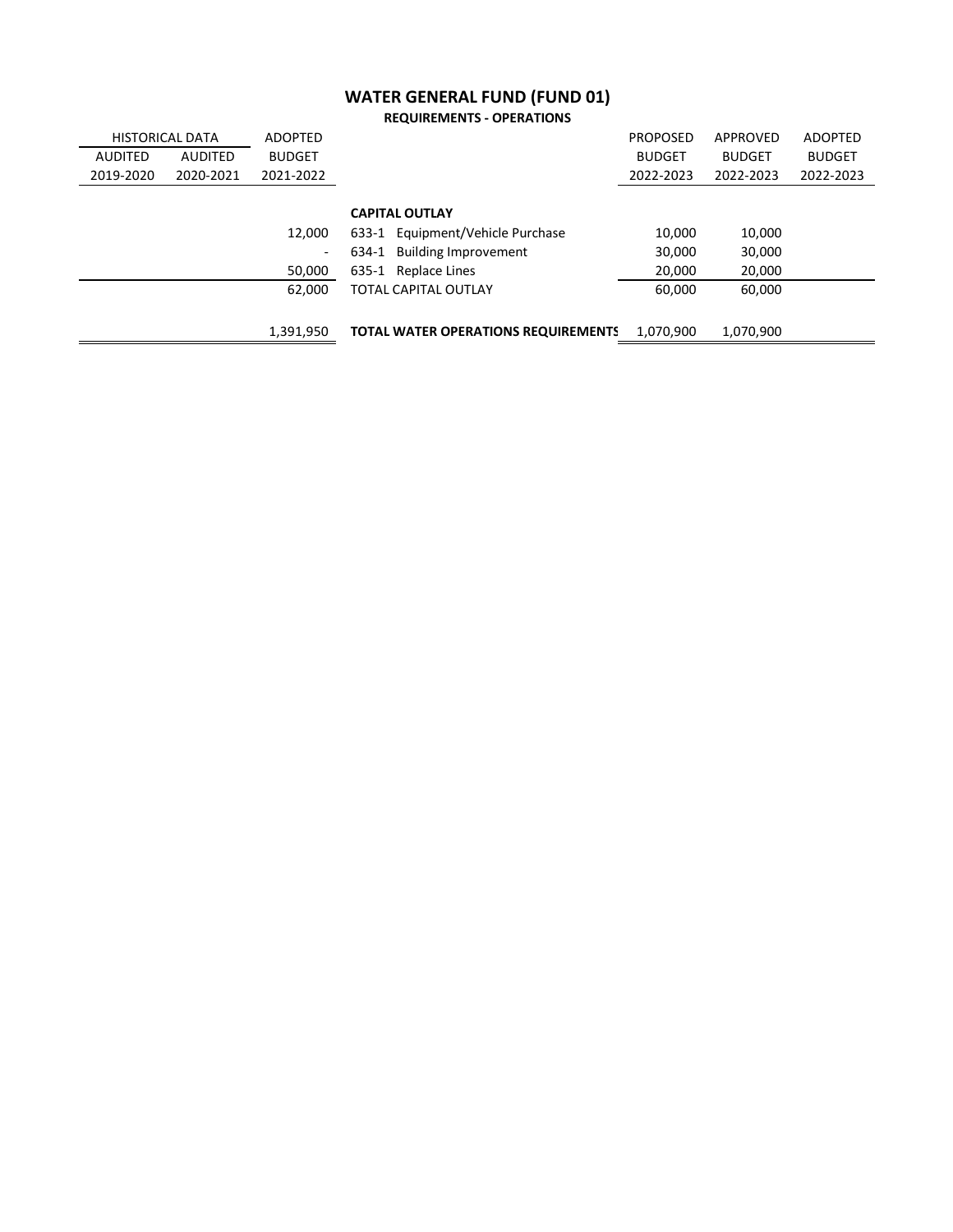# WATER GENERAL FUND (FUND 01)

## REQUIREMENTS - OPERATIONS

| HISTORICAL DATA | | ADOPTED | | PROPOSED | APPROVED | ADOPTED |
|---|---|---|---|---|---|---|
| AUDITED | AUDITED | BUDGET | | BUDGET | BUDGET | BUDGET |
| 2019-2020 | 2020-2021 | 2021-2022 | | 2022-2023 | 2022-2023 | 2022-2023 |
| | | | **CAPITAL OUTLAY** | | | |
| | | 12,000 | 633-1 Equipment/Vehicle Purchase | 10,000 | 10,000 | |
| | | - | 634-1 Building Improvement | 30,000 | 30,000 | |
| | | 50,000 | 635-1 Replace Lines | 20,000 | 20,000 | |
| | | 62,000 | TOTAL CAPITAL OUTLAY | 60,000 | 60,000 | |
| | | 1,391,950 | **TOTAL WATER OPERATIONS REQUIREMENTS** | 1,070,900 | 1,070,900 | |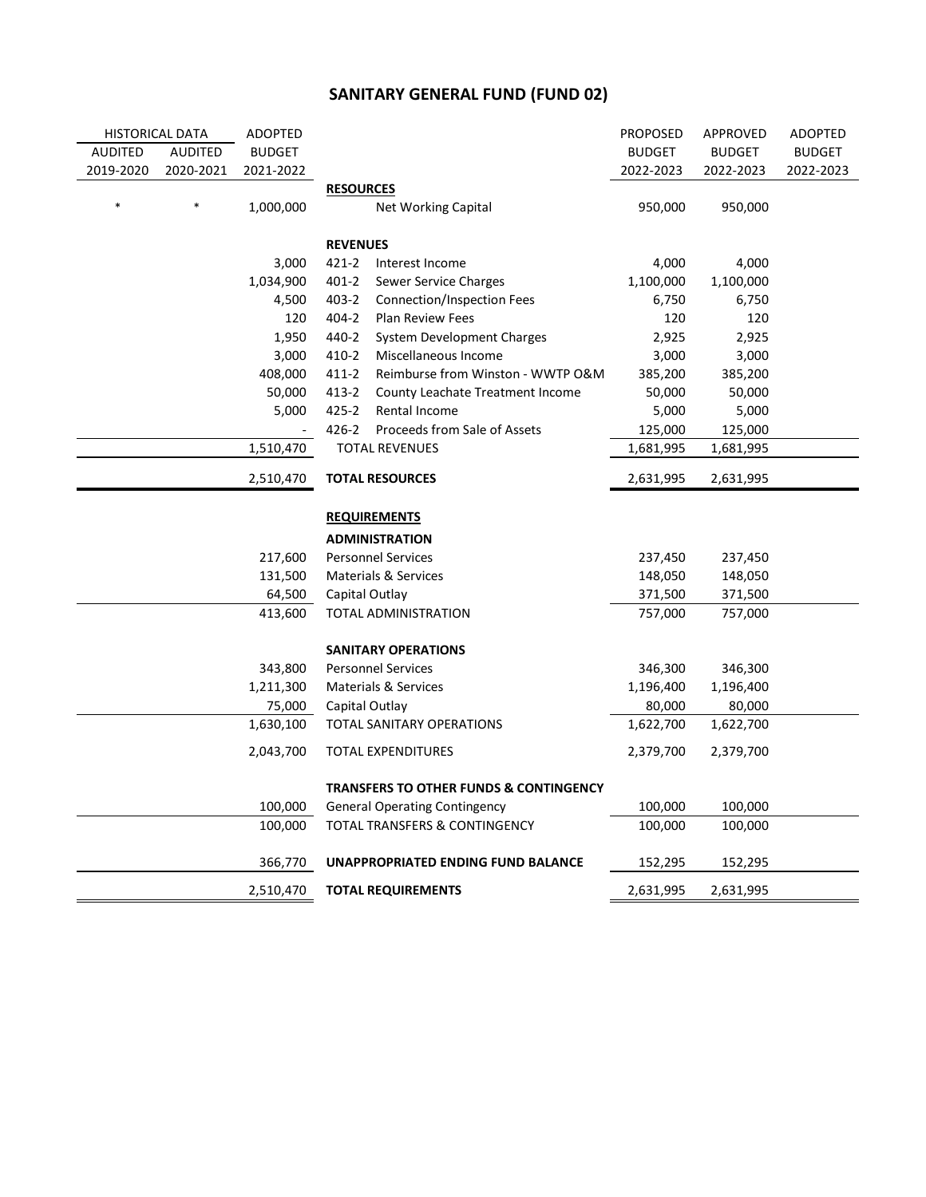# SANITARY GENERAL FUND (FUND 02)

| HISTORICAL DATA | | ADOPTED | | | PROPOSED | APPROVED | ADOPTED |
|---|---|---|---|---|---|---|---|
| AUDITED 2019-2020 | AUDITED 2020-2021 | BUDGET 2021-2022 | | | BUDGET 2022-2023 | BUDGET 2022-2023 | BUDGET 2022-2023 |
| | | | **RESOURCES** | | | | |
| * | * | 1,000,000 | | Net Working Capital | 950,000 | 950,000 | |
| | | | **REVENUES** | | | | |
| | | 3,000 | 421-2 | Interest Income | 4,000 | 4,000 | |
| | | 1,034,900 | 401-2 | Sewer Service Charges | 1,100,000 | 1,100,000 | |
| | | 4,500 | 403-2 | Connection/Inspection Fees | 6,750 | 6,750 | |
| | | 120 | 404-2 | Plan Review Fees | 120 | 120 | |
| | | 1,950 | 440-2 | System Development Charges | 2,925 | 2,925 | |
| | | 3,000 | 410-2 | Miscellaneous Income | 3,000 | 3,000 | |
| | | 408,000 | 411-2 | Reimburse from Winston - WWTP O&M | 385,200 | 385,200 | |
| | | 50,000 | 413-2 | County Leachate Treatment Income | 50,000 | 50,000 | |
| | | 5,000 | 425-2 | Rental Income | 5,000 | 5,000 | |
| | | - | 426-2 | Proceeds from Sale of Assets | 125,000 | 125,000 | |
| | | 1,510,470 | | TOTAL REVENUES | 1,681,995 | 1,681,995 | |
| | | 2,510,470 | **TOTAL RESOURCES** | | 2,631,995 | 2,631,995 | |
| | | | **REQUIREMENTS** | | | | |
| | | | **ADMINISTRATION** | | | | |
| | | 217,600 | Personnel Services | | 237,450 | 237,450 | |
| | | 131,500 | Materials & Services | | 148,050 | 148,050 | |
| | | 64,500 | Capital Outlay | | 371,500 | 371,500 | |
| | | 413,600 | TOTAL ADMINISTRATION | | 757,000 | 757,000 | |
| | | | **SANITARY OPERATIONS** | | | | |
| | | 343,800 | Personnel Services | | 346,300 | 346,300 | |
| | | 1,211,300 | Materials & Services | | 1,196,400 | 1,196,400 | |
| | | 75,000 | Capital Outlay | | 80,000 | 80,000 | |
| | | 1,630,100 | TOTAL SANITARY OPERATIONS | | 1,622,700 | 1,622,700 | |
| | | 2,043,700 | TOTAL EXPENDITURES | | 2,379,700 | 2,379,700 | |
| | | | **TRANSFERS TO OTHER FUNDS & CONTINGENCY** | | | | |
| | | 100,000 | General Operating Contingency | | 100,000 | 100,000 | |
| | | 100,000 | TOTAL TRANSFERS & CONTINGENCY | | 100,000 | 100,000 | |
| | | 366,770 | **UNAPPROPRIATED ENDING FUND BALANCE** | | 152,295 | 152,295 | |
| | | 2,510,470 | **TOTAL REQUIREMENTS** | | 2,631,995 | 2,631,995 | |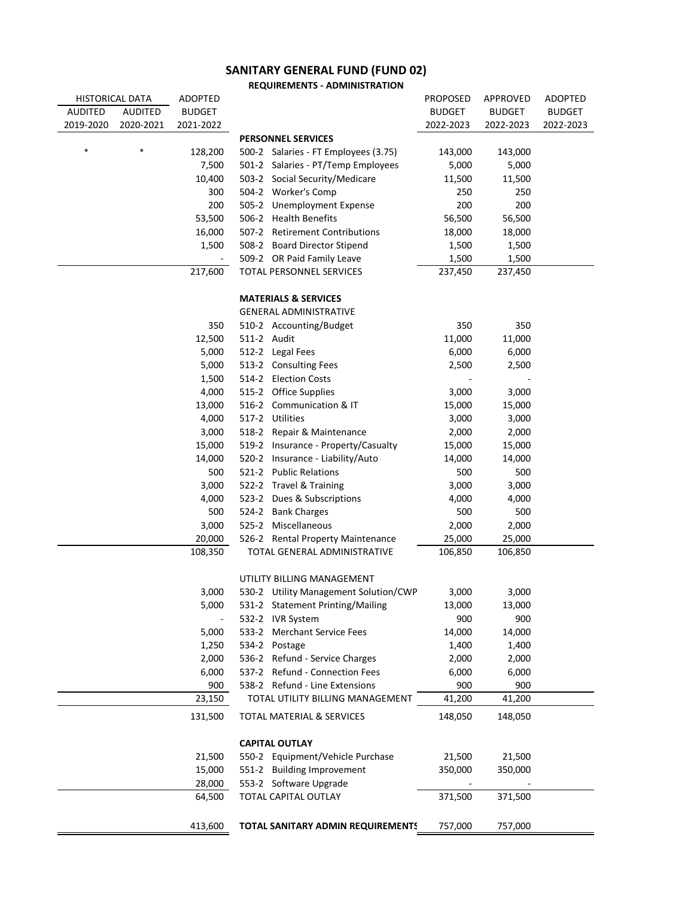# SANITARY GENERAL FUND (FUND 02)

## REQUIREMENTS - ADMINISTRATION

| HISTORICAL DATA AUDITED 2019-2020 | HISTORICAL DATA AUDITED 2020-2021 | ADOPTED BUDGET 2021-2022 | | PROPOSED BUDGET 2022-2023 | APPROVED BUDGET 2022-2023 | ADOPTED BUDGET 2022-2023 |
|---|---|---|---|---|---|---|
| | | | **PERSONNEL SERVICES** | | | |
| * | * | 128,200 | 500-2 Salaries - FT Employees (3.75) | 143,000 | 143,000 | |
| | | 7,500 | 501-2 Salaries - PT/Temp Employees | 5,000 | 5,000 | |
| | | 10,400 | 503-2 Social Security/Medicare | 11,500 | 11,500 | |
| | | 300 | 504-2 Worker's Comp | 250 | 250 | |
| | | 200 | 505-2 Unemployment Expense | 200 | 200 | |
| | | 53,500 | 506-2 Health Benefits | 56,500 | 56,500 | |
| | | 16,000 | 507-2 Retirement Contributions | 18,000 | 18,000 | |
| | | 1,500 | 508-2 Board Director Stipend | 1,500 | 1,500 | |
| | | - | 509-2 OR Paid Family Leave | 1,500 | 1,500 | |
| | | 217,600 | TOTAL PERSONNEL SERVICES | 237,450 | 237,450 | |
| | | | **MATERIALS & SERVICES** | | | |
| | | | GENERAL ADMINISTRATIVE | | | |
| | | 350 | 510-2 Accounting/Budget | 350 | 350 | |
| | | 12,500 | 511-2 Audit | 11,000 | 11,000 | |
| | | 5,000 | 512-2 Legal Fees | 6,000 | 6,000 | |
| | | 5,000 | 513-2 Consulting Fees | 2,500 | 2,500 | |
| | | 1,500 | 514-2 Election Costs | - | - | |
| | | 4,000 | 515-2 Office Supplies | 3,000 | 3,000 | |
| | | 13,000 | 516-2 Communication & IT | 15,000 | 15,000 | |
| | | 4,000 | 517-2 Utilities | 3,000 | 3,000 | |
| | | 3,000 | 518-2 Repair & Maintenance | 2,000 | 2,000 | |
| | | 15,000 | 519-2 Insurance - Property/Casualty | 15,000 | 15,000 | |
| | | 14,000 | 520-2 Insurance - Liability/Auto | 14,000 | 14,000 | |
| | | 500 | 521-2 Public Relations | 500 | 500 | |
| | | 3,000 | 522-2 Travel & Training | 3,000 | 3,000 | |
| | | 4,000 | 523-2 Dues & Subscriptions | 4,000 | 4,000 | |
| | | 500 | 524-2 Bank Charges | 500 | 500 | |
| | | 3,000 | 525-2 Miscellaneous | 2,000 | 2,000 | |
| | | 20,000 | 526-2 Rental Property Maintenance | 25,000 | 25,000 | |
| | | 108,350 | TOTAL GENERAL ADMINISTRATIVE | 106,850 | 106,850 | |
| | | | UTILITY BILLING MANAGEMENT | | | |
| | | 3,000 | 530-2 Utility Management Solution/CWP | 3,000 | 3,000 | |
| | | 5,000 | 531-2 Statement Printing/Mailing | 13,000 | 13,000 | |
| | | - | 532-2 IVR System | 900 | 900 | |
| | | 5,000 | 533-2 Merchant Service Fees | 14,000 | 14,000 | |
| | | 1,250 | 534-2 Postage | 1,400 | 1,400 | |
| | | 2,000 | 536-2 Refund - Service Charges | 2,000 | 2,000 | |
| | | 6,000 | 537-2 Refund - Connection Fees | 6,000 | 6,000 | |
| | | 900 | 538-2 Refund - Line Extensions | 900 | 900 | |
| | | 23,150 | TOTAL UTILITY BILLING MANAGEMENT | 41,200 | 41,200 | |
| | | 131,500 | TOTAL MATERIAL & SERVICES | 148,050 | 148,050 | |
| | | | **CAPITAL OUTLAY** | | | |
| | | 21,500 | 550-2 Equipment/Vehicle Purchase | 21,500 | 21,500 | |
| | | 15,000 | 551-2 Building Improvement | 350,000 | 350,000 | |
| | | 28,000 | 553-2 Software Upgrade | - | - | |
| | | 64,500 | TOTAL CAPITAL OUTLAY | 371,500 | 371,500 | |
| | | 413,600 | **TOTAL SANITARY ADMIN REQUIREMENTS** | 757,000 | 757,000 | |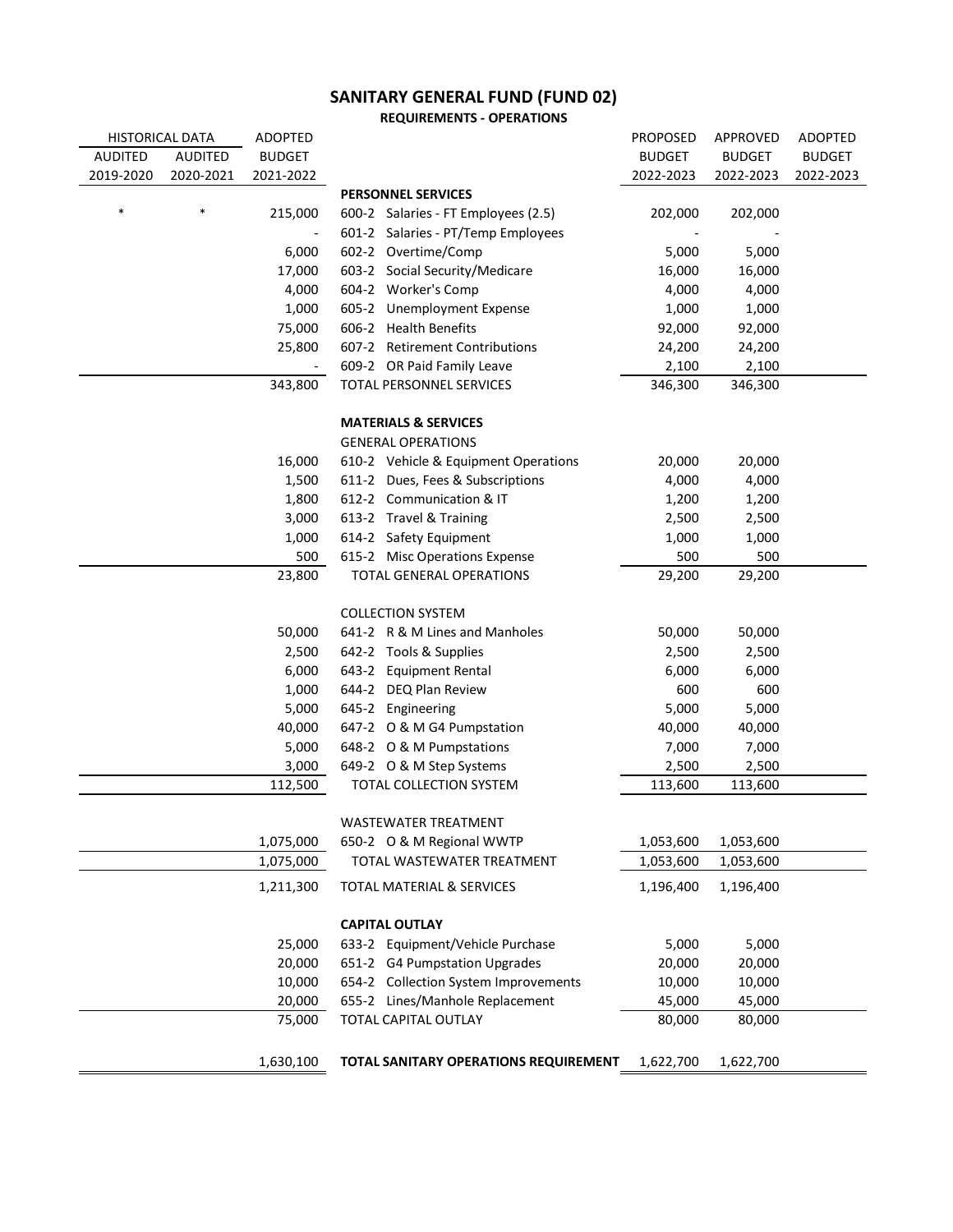# SANITARY GENERAL FUND (FUND 02)

## REQUIREMENTS - OPERATIONS

| HISTORICAL DATA | | ADOPTED | | PROPOSED | APPROVED | ADOPTED |
|---|---|---|---|---|---|---|
| AUDITED | AUDITED | BUDGET | | BUDGET | BUDGET | BUDGET |
| 2019-2020 | 2020-2021 | 2021-2022 | | 2022-2023 | 2022-2023 | 2022-2023 |
| | | | **PERSONNEL SERVICES** | | | |
| * | * | 215,000 | 600-2 Salaries - FT Employees (2.5) | 202,000 | 202,000 | |
| | | - | 601-2 Salaries - PT/Temp Employees | - | - | |
| | | 6,000 | 602-2 Overtime/Comp | 5,000 | 5,000 | |
| | | 17,000 | 603-2 Social Security/Medicare | 16,000 | 16,000 | |
| | | 4,000 | 604-2 Worker's Comp | 4,000 | 4,000 | |
| | | 1,000 | 605-2 Unemployment Expense | 1,000 | 1,000 | |
| | | 75,000 | 606-2 Health Benefits | 92,000 | 92,000 | |
| | | 25,800 | 607-2 Retirement Contributions | 24,200 | 24,200 | |
| | | - | 609-2 OR Paid Family Leave | 2,100 | 2,100 | |
| | | 343,800 | TOTAL PERSONNEL SERVICES | 346,300 | 346,300 | |
| | | | **MATERIALS & SERVICES** | | | |
| | | | GENERAL OPERATIONS | | | |
| | | 16,000 | 610-2 Vehicle & Equipment Operations | 20,000 | 20,000 | |
| | | 1,500 | 611-2 Dues, Fees & Subscriptions | 4,000 | 4,000 | |
| | | 1,800 | 612-2 Communication & IT | 1,200 | 1,200 | |
| | | 3,000 | 613-2 Travel & Training | 2,500 | 2,500 | |
| | | 1,000 | 614-2 Safety Equipment | 1,000 | 1,000 | |
| | | 500 | 615-2 Misc Operations Expense | 500 | 500 | |
| | | 23,800 | TOTAL GENERAL OPERATIONS | 29,200 | 29,200 | |
| | | | COLLECTION SYSTEM | | | |
| | | 50,000 | 641-2 R & M Lines and Manholes | 50,000 | 50,000 | |
| | | 2,500 | 642-2 Tools & Supplies | 2,500 | 2,500 | |
| | | 6,000 | 643-2 Equipment Rental | 6,000 | 6,000 | |
| | | 1,000 | 644-2 DEQ Plan Review | 600 | 600 | |
| | | 5,000 | 645-2 Engineering | 5,000 | 5,000 | |
| | | 40,000 | 647-2 O & M G4 Pumpstation | 40,000 | 40,000 | |
| | | 5,000 | 648-2 O & M Pumpstations | 7,000 | 7,000 | |
| | | 3,000 | 649-2 O & M Step Systems | 2,500 | 2,500 | |
| | | 112,500 | TOTAL COLLECTION SYSTEM | 113,600 | 113,600 | |
| | | | WASTEWATER TREATMENT | | | |
| | | 1,075,000 | 650-2 O & M Regional WWTP | 1,053,600 | 1,053,600 | |
| | | 1,075,000 | TOTAL WASTEWATER TREATMENT | 1,053,600 | 1,053,600 | |
| | | 1,211,300 | TOTAL MATERIAL & SERVICES | 1,196,400 | 1,196,400 | |
| | | | **CAPITAL OUTLAY** | | | |
| | | 25,000 | 633-2 Equipment/Vehicle Purchase | 5,000 | 5,000 | |
| | | 20,000 | 651-2 G4 Pumpstation Upgrades | 20,000 | 20,000 | |
| | | 10,000 | 654-2 Collection System Improvements | 10,000 | 10,000 | |
| | | 20,000 | 655-2 Lines/Manhole Replacement | 45,000 | 45,000 | |
| | | 75,000 | TOTAL CAPITAL OUTLAY | 80,000 | 80,000 | |
| | | 1,630,100 | **TOTAL SANITARY OPERATIONS REQUIREMENT** | 1,622,700 | 1,622,700 | |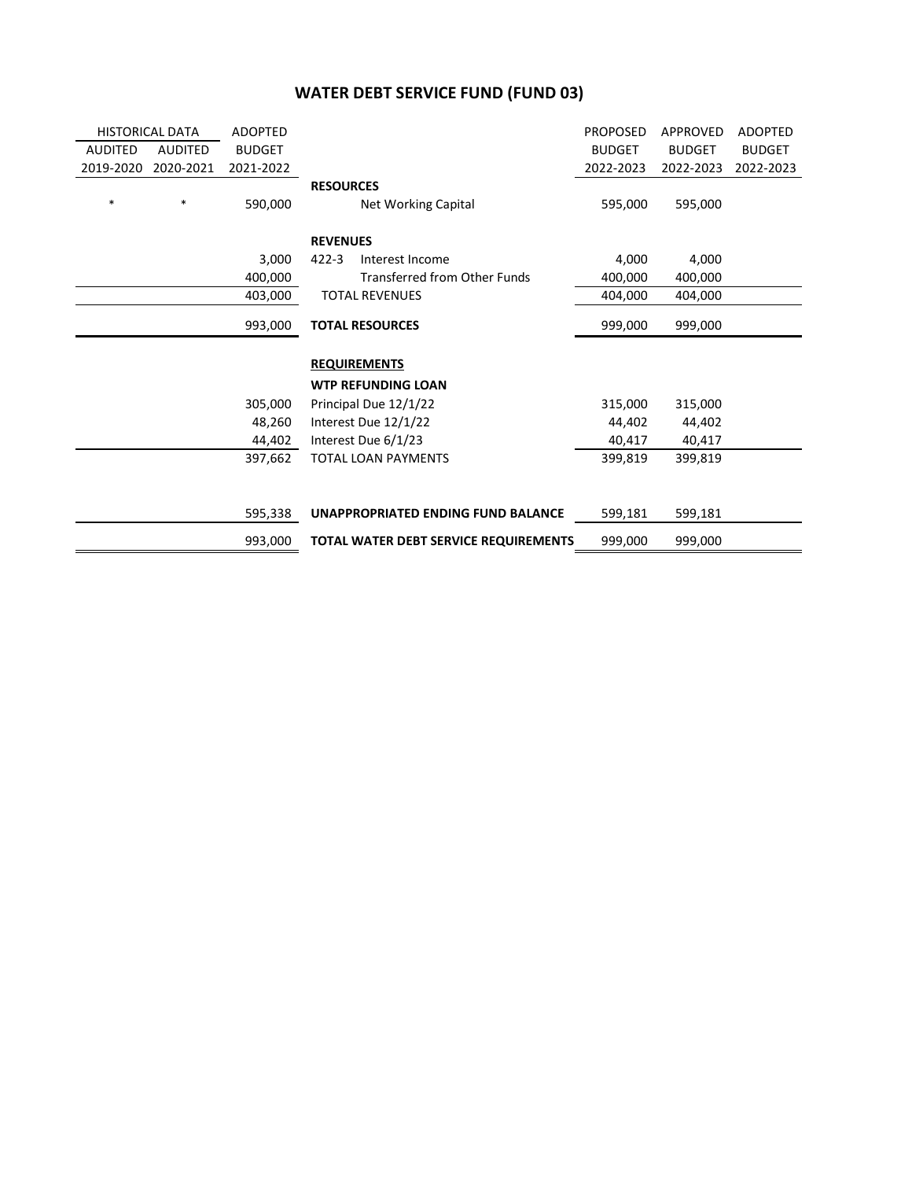# WATER DEBT SERVICE FUND (FUND 03)

| HISTORICAL DATA | | ADOPTED | | PROPOSED | APPROVED | ADOPTED |
|---|---|---|---|---|---|---|
| AUDITED | AUDITED | BUDGET | | BUDGET | BUDGET | BUDGET |
| 2019-2020 | 2020-2021 | 2021-2022 | | 2022-2023 | 2022-2023 | 2022-2023 |
| | | | **RESOURCES** | | | |
| * | * | 590,000 | Net Working Capital | 595,000 | 595,000 | |
| | | | **REVENUES** | | | |
| | | 3,000 | 422-3 Interest Income | 4,000 | 4,000 | |
| | | 400,000 | Transferred from Other Funds | 400,000 | 400,000 | |
| | | 403,000 | TOTAL REVENUES | 404,000 | 404,000 | |
| | | 993,000 | **TOTAL RESOURCES** | 999,000 | 999,000 | |
| | | | **REQUIREMENTS** | | | |
| | | | **WTP REFUNDING LOAN** | | | |
| | | 305,000 | Principal Due 12/1/22 | 315,000 | 315,000 | |
| | | 48,260 | Interest Due 12/1/22 | 44,402 | 44,402 | |
| | | 44,402 | Interest Due 6/1/23 | 40,417 | 40,417 | |
| | | 397,662 | TOTAL LOAN PAYMENTS | 399,819 | 399,819 | |
| | | 595,338 | **UNAPPROPRIATED ENDING FUND BALANCE** | 599,181 | 599,181 | |
| | | 993,000 | **TOTAL WATER DEBT SERVICE REQUIREMENTS** | 999,000 | 999,000 | |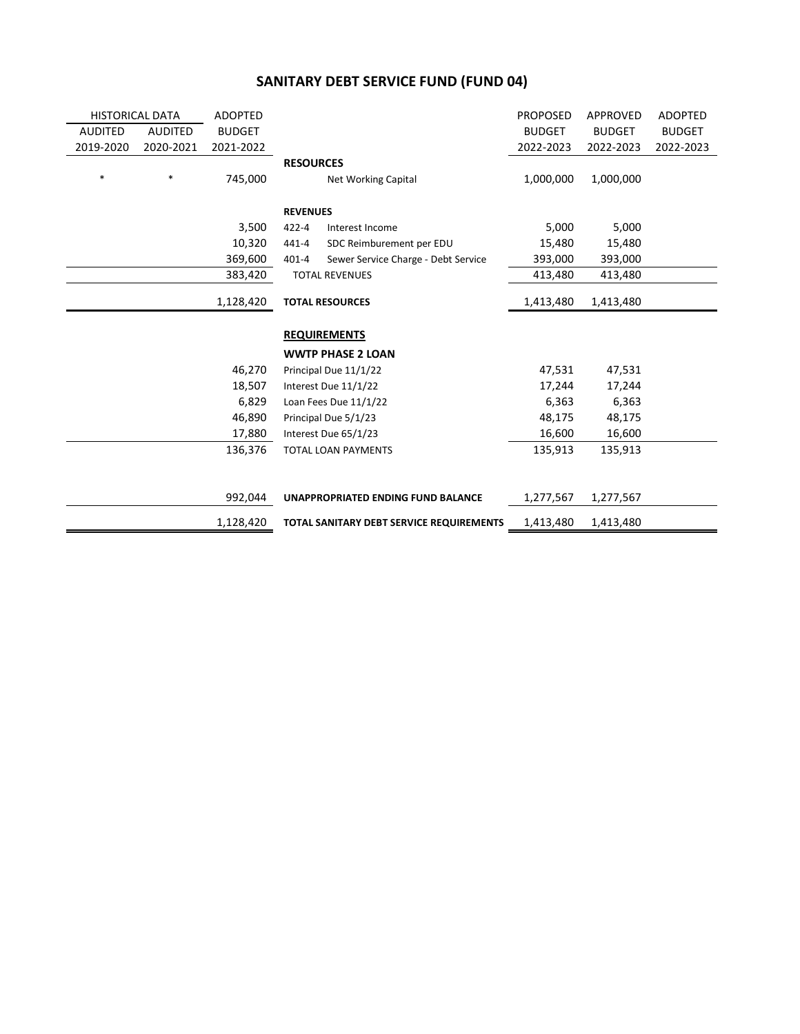# SANITARY DEBT SERVICE FUND (FUND 04)

| HISTORICAL DATA | | ADOPTED | | | PROPOSED | APPROVED | ADOPTED |
|---|---|---|---|---|---|---|---|
| AUDITED | AUDITED | BUDGET | | | BUDGET | BUDGET | BUDGET |
| 2019-2020 | 2020-2021 | 2021-2022 | | | 2022-2023 | 2022-2023 | 2022-2023 |
| | | | **RESOURCES** | | | | |
| * | * | 745,000 | | Net Working Capital | 1,000,000 | 1,000,000 | |
| | | | **REVENUES** | | | | |
| | | 3,500 | 422-4 | Interest Income | 5,000 | 5,000 | |
| | | 10,320 | 441-4 | SDC Reimburement per EDU | 15,480 | 15,480 | |
| | | 369,600 | 401-4 | Sewer Service Charge - Debt Service | 393,000 | 393,000 | |
| | | 383,420 | | TOTAL REVENUES | 413,480 | 413,480 | |
| | | 1,128,420 | **TOTAL RESOURCES** | | 1,413,480 | 1,413,480 | |
| | | | **REQUIREMENTS** | | | | |
| | | | **WWTP PHASE 2 LOAN** | | | | |
| | | 46,270 | Principal Due 11/1/22 | | 47,531 | 47,531 | |
| | | 18,507 | Interest Due 11/1/22 | | 17,244 | 17,244 | |
| | | 6,829 | Loan Fees Due 11/1/22 | | 6,363 | 6,363 | |
| | | 46,890 | Principal Due 5/1/23 | | 48,175 | 48,175 | |
| | | 17,880 | Interest Due 65/1/23 | | 16,600 | 16,600 | |
| | | 136,376 | TOTAL LOAN PAYMENTS | | 135,913 | 135,913 | |
| | | 992,044 | **UNAPPROPRIATED ENDING FUND BALANCE** | | 1,277,567 | 1,277,567 | |
| | | 1,128,420 | **TOTAL SANITARY DEBT SERVICE REQUIREMENTS** | | 1,413,480 | 1,413,480 | |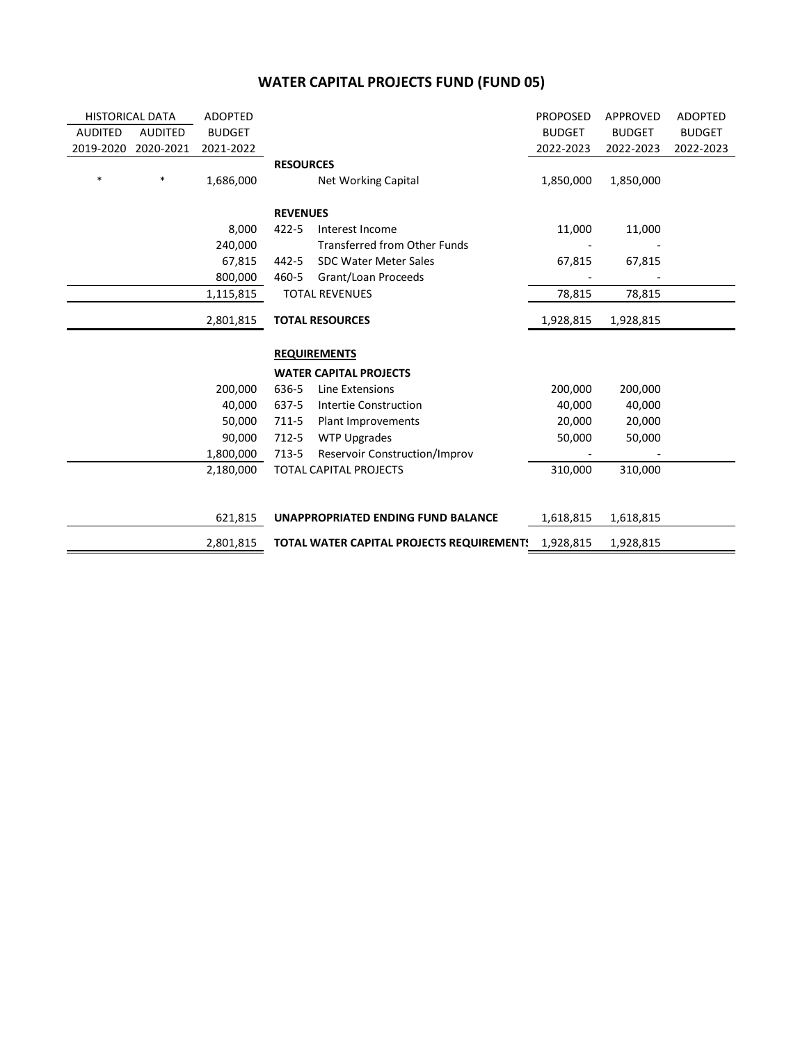# WATER CAPITAL PROJECTS FUND (FUND 05)

| HISTORICAL DATA | | ADOPTED | | | PROPOSED | APPROVED | ADOPTED |
|---|---|---|---|---|---|---|---|
| AUDITED 2019-2020 | AUDITED 2020-2021 | BUDGET 2021-2022 | | | BUDGET 2022-2023 | BUDGET 2022-2023 | BUDGET 2022-2023 |
| | | | **RESOURCES** | | | | |
| * | * | 1,686,000 | | Net Working Capital | 1,850,000 | 1,850,000 | |
| | | | **REVENUES** | | | | |
| | | 8,000 | 422-5 | Interest Income | 11,000 | 11,000 | |
| | | 240,000 | | Transferred from Other Funds | - | - | |
| | | 67,815 | 442-5 | SDC Water Meter Sales | 67,815 | 67,815 | |
| | | 800,000 | 460-5 | Grant/Loan Proceeds | - | - | |
| | | 1,115,815 | | TOTAL REVENUES | 78,815 | 78,815 | |
| | | 2,801,815 | **TOTAL RESOURCES** | | 1,928,815 | 1,928,815 | |
| | | | **REQUIREMENTS** | | | | |
| | | | **WATER CAPITAL PROJECTS** | | | | |
| | | 200,000 | 636-5 | Line Extensions | 200,000 | 200,000 | |
| | | 40,000 | 637-5 | Intertie Construction | 40,000 | 40,000 | |
| | | 50,000 | 711-5 | Plant Improvements | 20,000 | 20,000 | |
| | | 90,000 | 712-5 | WTP Upgrades | 50,000 | 50,000 | |
| | | 1,800,000 | 713-5 | Reservoir Construction/Improv | - | - | |
| | | 2,180,000 | | TOTAL CAPITAL PROJECTS | 310,000 | 310,000 | |
| | | 621,815 | **UNAPPROPRIATED ENDING FUND BALANCE** | | 1,618,815 | 1,618,815 | |
| | | 2,801,815 | **TOTAL WATER CAPITAL PROJECTS REQUIREMENTS** | | 1,928,815 | 1,928,815 | |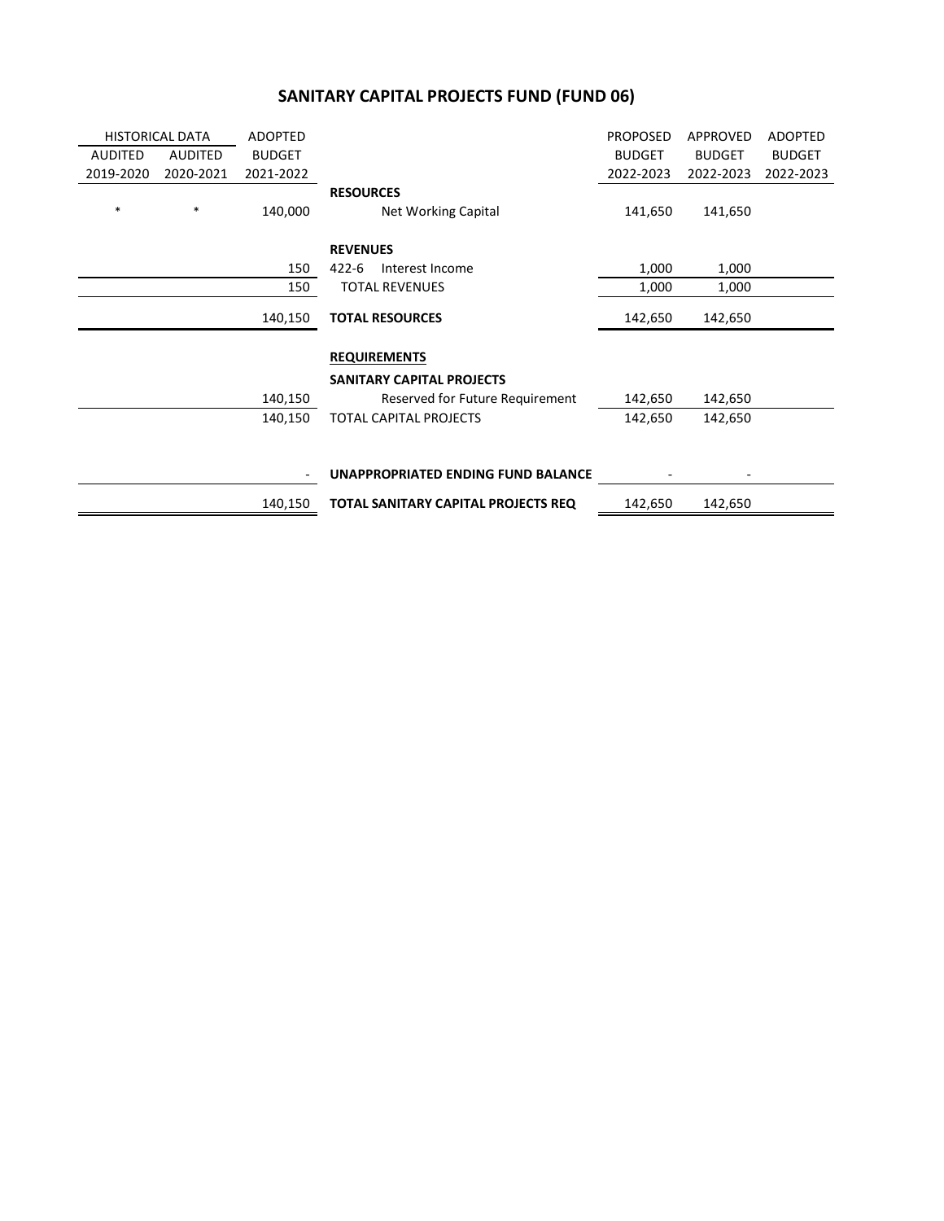# SANITARY CAPITAL PROJECTS FUND (FUND 06)

| HISTORICAL DATA | | ADOPTED | | PROPOSED | APPROVED | ADOPTED |
|---|---|---|---|---|---|---|
| AUDITED | AUDITED | BUDGET | | BUDGET | BUDGET | BUDGET |
| 2019-2020 | 2020-2021 | 2021-2022 | | 2022-2023 | 2022-2023 | 2022-2023 |
| | | | **RESOURCES** | | | |
| * | * | 140,000 | Net Working Capital | 141,650 | 141,650 | |
| | | | **REVENUES** | | | |
| | | 150 | 422-6 Interest Income | 1,000 | 1,000 | |
| | | 150 | TOTAL REVENUES | 1,000 | 1,000 | |
| | | 140,150 | **TOTAL RESOURCES** | 142,650 | 142,650 | |
| | | | **REQUIREMENTS** | | | |
| | | | **SANITARY CAPITAL PROJECTS** | | | |
| | | 140,150 | Reserved for Future Requirement | 142,650 | 142,650 | |
| | | 140,150 | TOTAL CAPITAL PROJECTS | 142,650 | 142,650 | |
| | | - | **UNAPPROPRIATED ENDING FUND BALANCE** | - | - | |
| | | 140,150 | **TOTAL SANITARY CAPITAL PROJECTS REQ** | 142,650 | 142,650 | |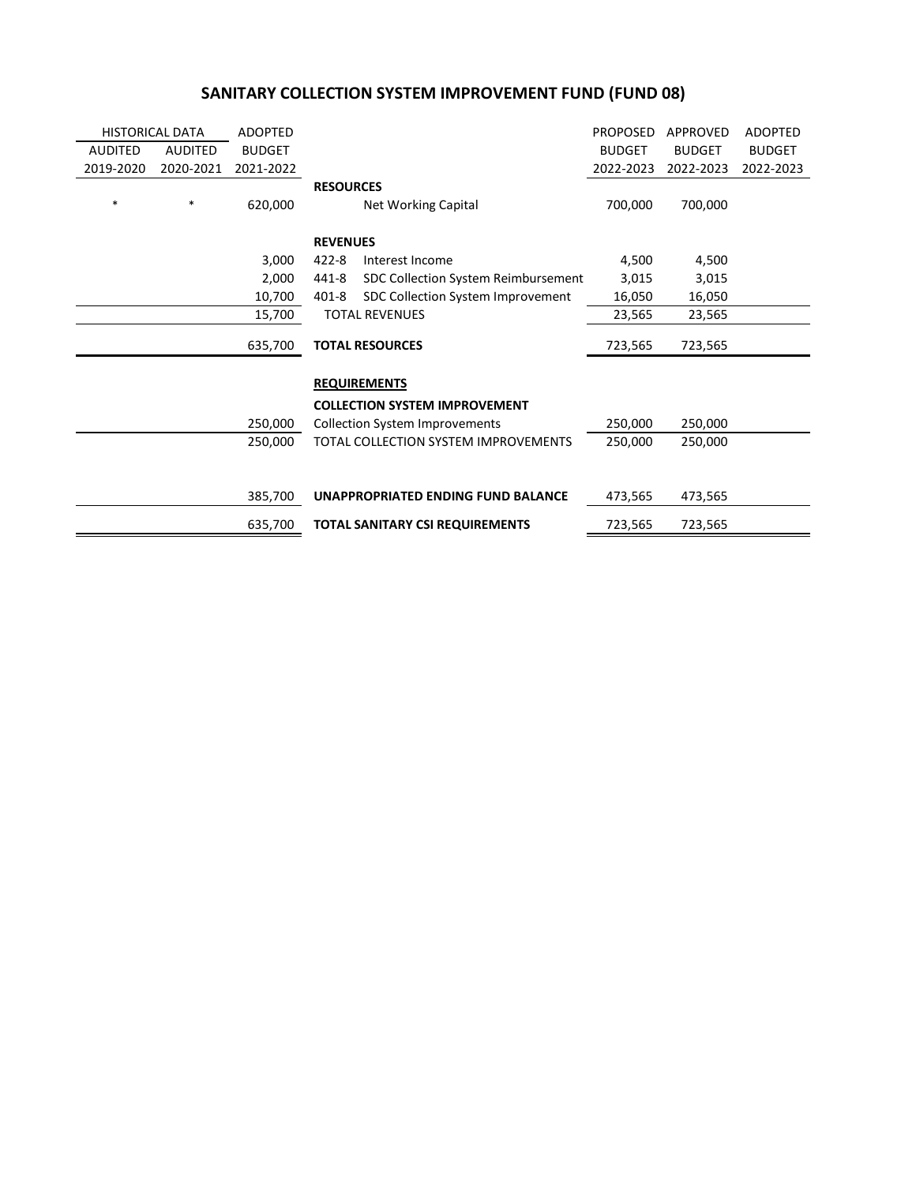# SANITARY COLLECTION SYSTEM IMPROVEMENT FUND (FUND 08)

| HISTORICAL DATA | | ADOPTED | | | PROPOSED | APPROVED | ADOPTED |
|---|---|---|---|---|---|---|---|
| AUDITED | AUDITED | BUDGET | | | BUDGET | BUDGET | BUDGET |
| 2019-2020 | 2020-2021 | 2021-2022 | | | 2022-2023 | 2022-2023 | 2022-2023 |
| | | | **RESOURCES** | | | | |
| * | * | 620,000 | | Net Working Capital | 700,000 | 700,000 | |
| | | | **REVENUES** | | | | |
| | | 3,000 | 422-8 | Interest Income | 4,500 | 4,500 | |
| | | 2,000 | 441-8 | SDC Collection System Reimbursement | 3,015 | 3,015 | |
| | | 10,700 | 401-8 | SDC Collection System Improvement | 16,050 | 16,050 | |
| | | 15,700 | | TOTAL REVENUES | 23,565 | 23,565 | |
| | | 635,700 | **TOTAL RESOURCES** | | 723,565 | 723,565 | |
| | | | **REQUIREMENTS** | | | | |
| | | | **COLLECTION SYSTEM IMPROVEMENT** | | | | |
| | | 250,000 | Collection System Improvements | | 250,000 | 250,000 | |
| | | 250,000 | TOTAL COLLECTION SYSTEM IMPROVEMENTS | | 250,000 | 250,000 | |
| | | 385,700 | **UNAPPROPRIATED ENDING FUND BALANCE** | | 473,565 | 473,565 | |
| | | 635,700 | **TOTAL SANITARY CSI REQUIREMENTS** | | 723,565 | 723,565 | |